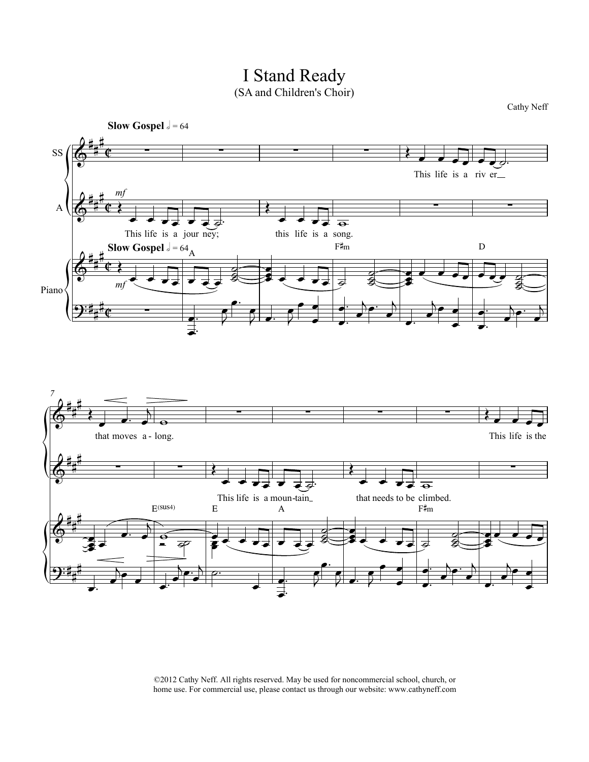# I Stand Ready

(SA and Children's Choir)

Cathy Neff

©2012 Cathy Neff. All rights reserved. May be used for noncommercial school, church, or home use. For commercial use, please contact us through our website: www.cathyneff.com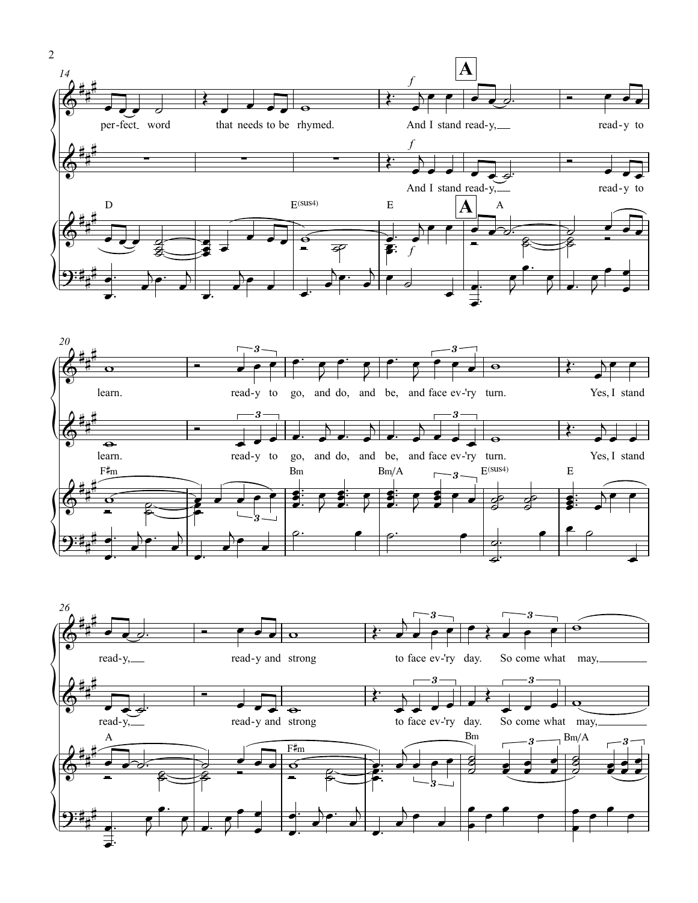perfect word that needs to be rhymed.

**A**

*f*

And I stand ready, ready to learn. ready to go, and do, and be, and face ev'ry turn. Yes, I stand ready, ready and strong to face ev'ry day. So come what may,

D E(sus4) E A F♯m Bm Bm/A E(sus4) E A F♯m Bm Bm/A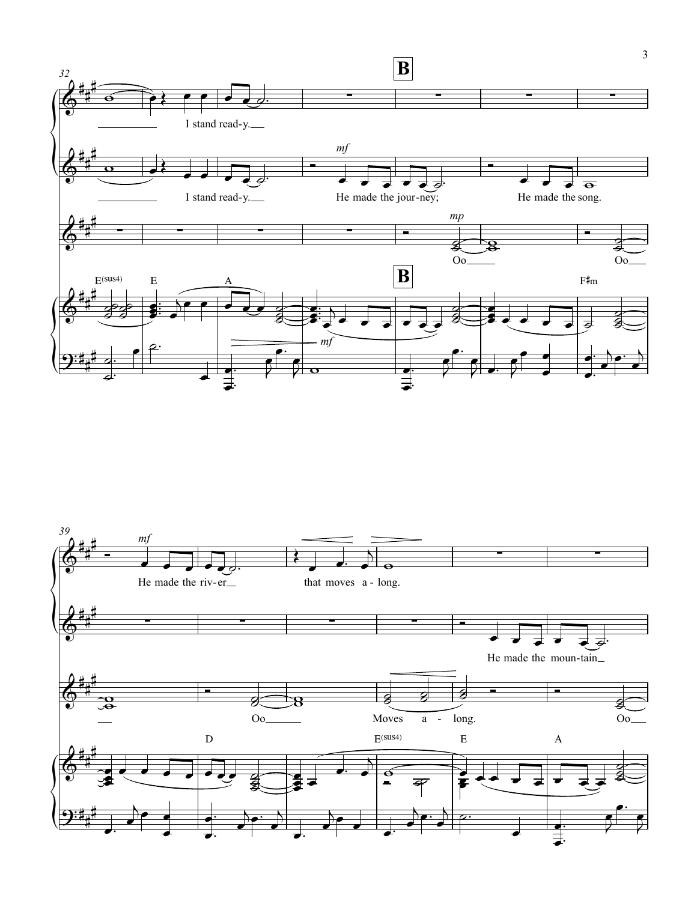32

**B**

I stand read-y.

*mf*

I stand read-y. He made the jour-ney; He made the song.

*mp*

Oo Oo

E(sus4) E A **B** F♯m

*mf*

39

*mf*

He made the riv-er that moves a-long.

He made the moun-tain

Oo Moves a-long. Oo

D E(sus4) E A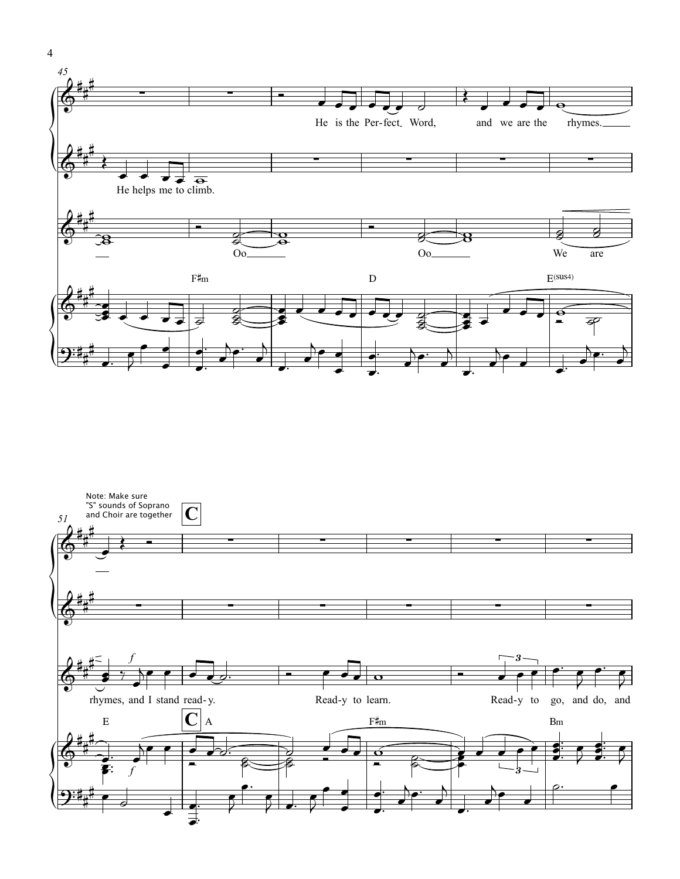45

He is the Per-fect Word, and we are the rhymes.

He helps me to climb.

Oo Oo We are

F♯m D E(sus4)

Note: Make sure "S" sounds of Soprano and Choir are together

51

**C**

*f*

rhymes, and I stand read-y. Read-y to learn. Read-y to go, and do, and

E **C** A F♯m Bm

*f*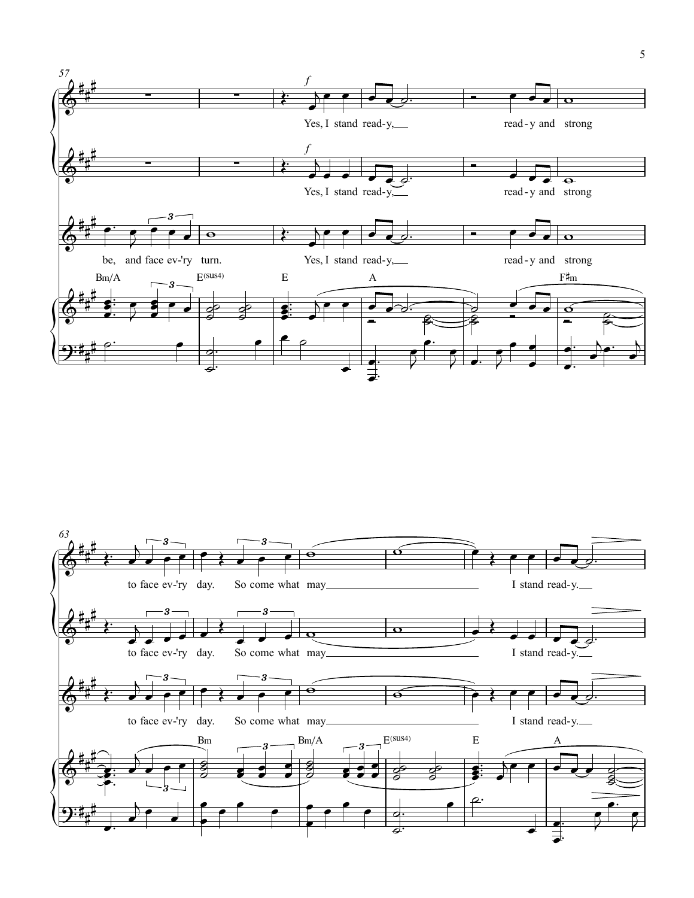57

*f*

Yes, I stand read-y, read-y and strong

Yes, I stand read-y, read-y and strong

be, and face ev-'ry turn. Yes, I stand read-y, read-y and strong

Bm/A E(sus4) E A F♯m

63

to face ev-'ry day. So come what may I stand read-y.

to face ev-'ry day. So come what may I stand read-y.

to face ev-'ry day. So come what may I stand read-y.

Bm Bm/A E(sus4) E A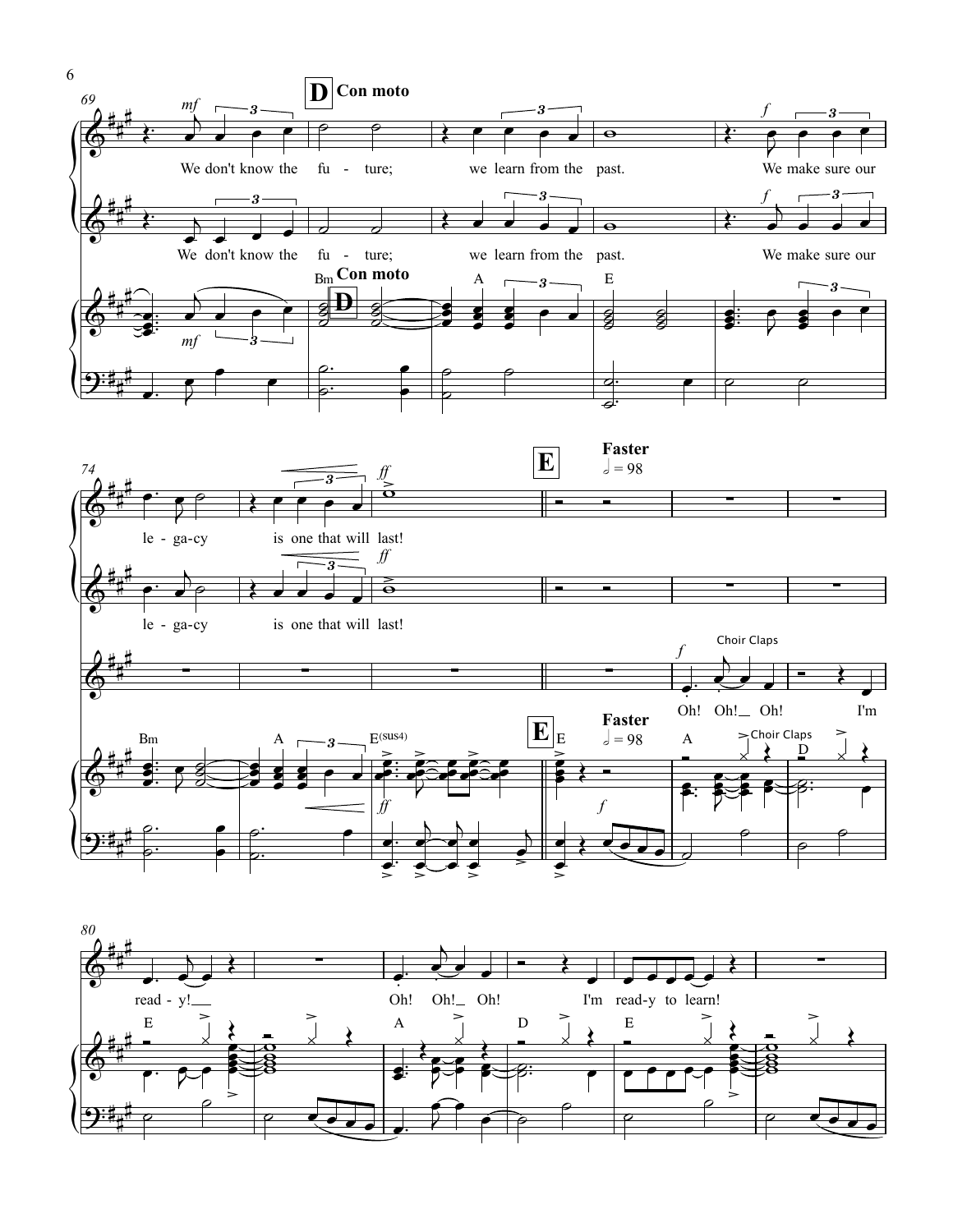**D** **Con moto**

*mf*

We don't know the fu - ture; we learn from the past.

*f*

We make sure our le - ga-cy is one that will last!

*ff*

**E** **Faster** 𝅗𝅥 = 98

*f*

Choir Claps

Oh! Oh! Oh! I'm read - y!

Oh! Oh! Oh! I'm read-y to learn!

Bm A E Bm A E(sus4) E A D E A D E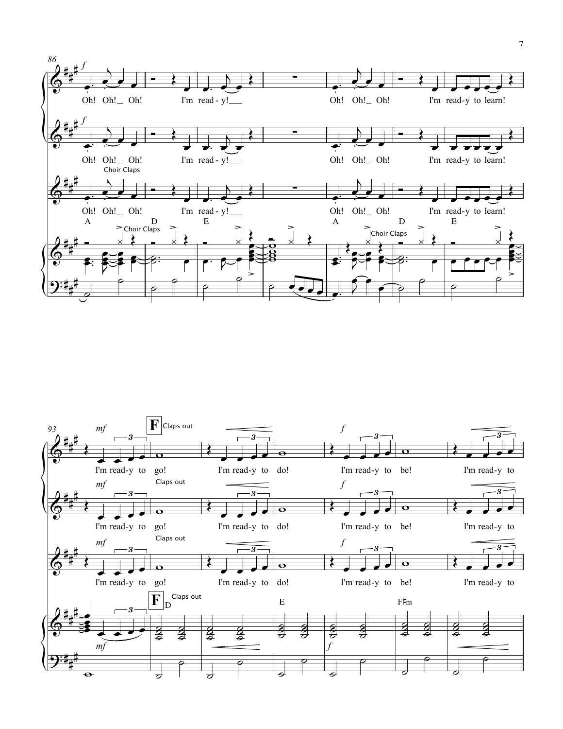86

*f*

Oh! Oh!_ Oh! I'm read - y!___ Oh! Oh!_ Oh! I'm read-y to learn!

*f*

Oh! Oh!_ Oh! I'm read - y!___ Oh! Oh!_ Oh! I'm read-y to learn!

Choir Claps

Oh! Oh!_ Oh! I'm read - y!___ Oh! Oh!_ Oh! I'm read-y to learn!

A D E A D E

Choir Claps Choir Claps

93

*mf* **F** Claps out *f*

I'm read-y to go! I'm read-y to do! I'm read-y to be! I'm read-y to

*mf* Claps out *f*

I'm read-y to go! I'm read-y to do! I'm read-y to be! I'm read-y to

*mf* Claps out *f*

I'm read-y to go! I'm read-y to do! I'm read-y to be! I'm read-y to

**F** D Claps out E F♯m

*mf* *f*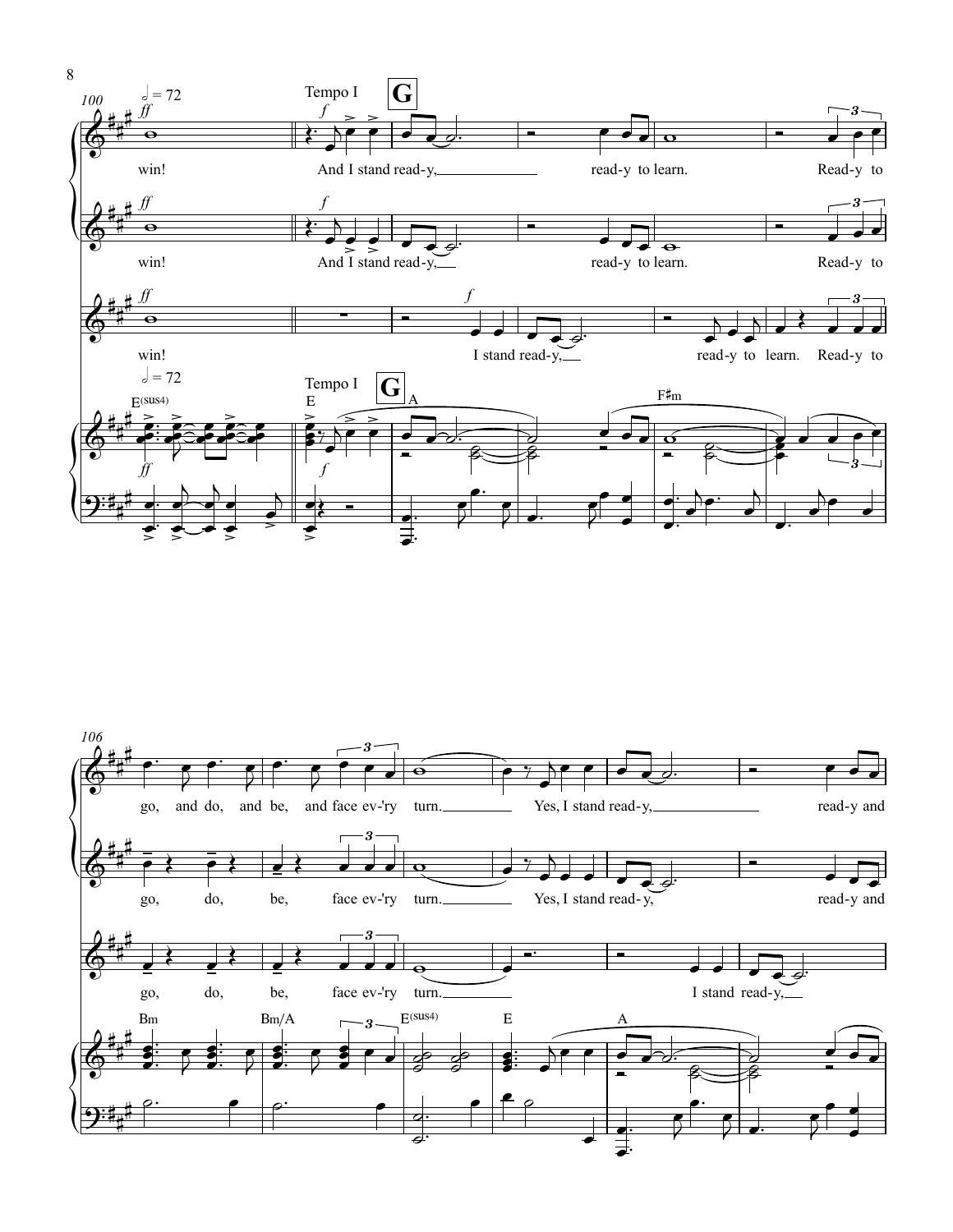Tempo I

**G**

win! And I stand read-y, read-y to learn. Ready-y to go, and do, and be, and face ev-'ry turn. Yes, I stand read-y, read-y and

win! And I stand read-y, read-y to learn. Read-y to go, do, be, face ev-'ry turn. Yes, I stand read-y, read-y and

win! I stand read-y, read-y to learn. Read-y to go, do, be, face ev-'ry turn. I stand read-y,

E(sus4) E A F♯m Bm Bm/A E(sus4) E A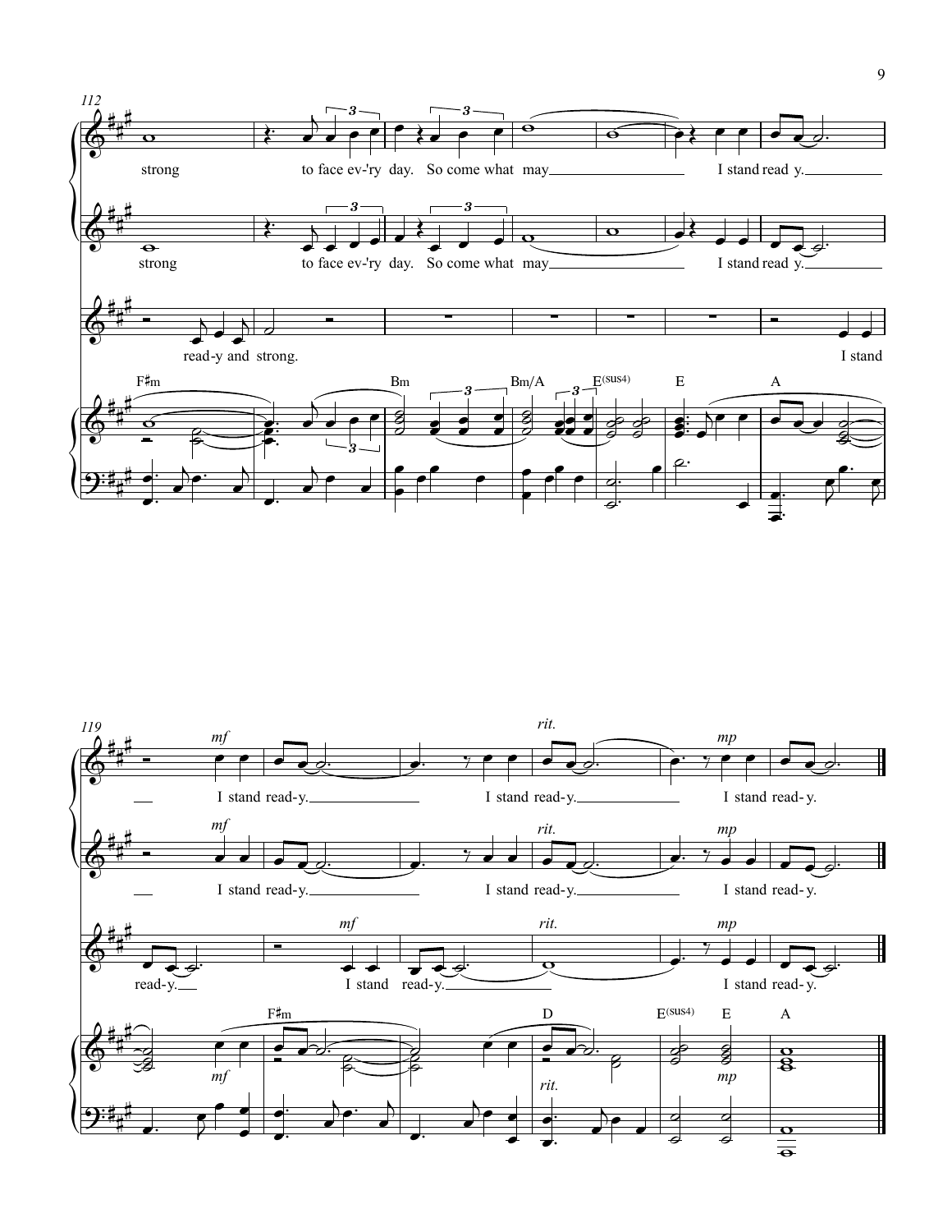112

strong to face ev-'ry day. So come what may I stand read y.

strong to face ev-'ry day. So come what may I stand read y.

read-y and strong. I stand

F♯m Bm Bm/A E(sus4) E A

119

*mf* I stand read-y. I stand read-y. *rit.* *mp* I stand read-y.

*mf* I stand read-y. I stand read-y. *rit.* *mp* I stand read-y.

read-y. *mf* I stand read-y. *rit.* *mp* I stand read-y.

F♯m D E(sus4) E A

*mf* *rit.* *mp*